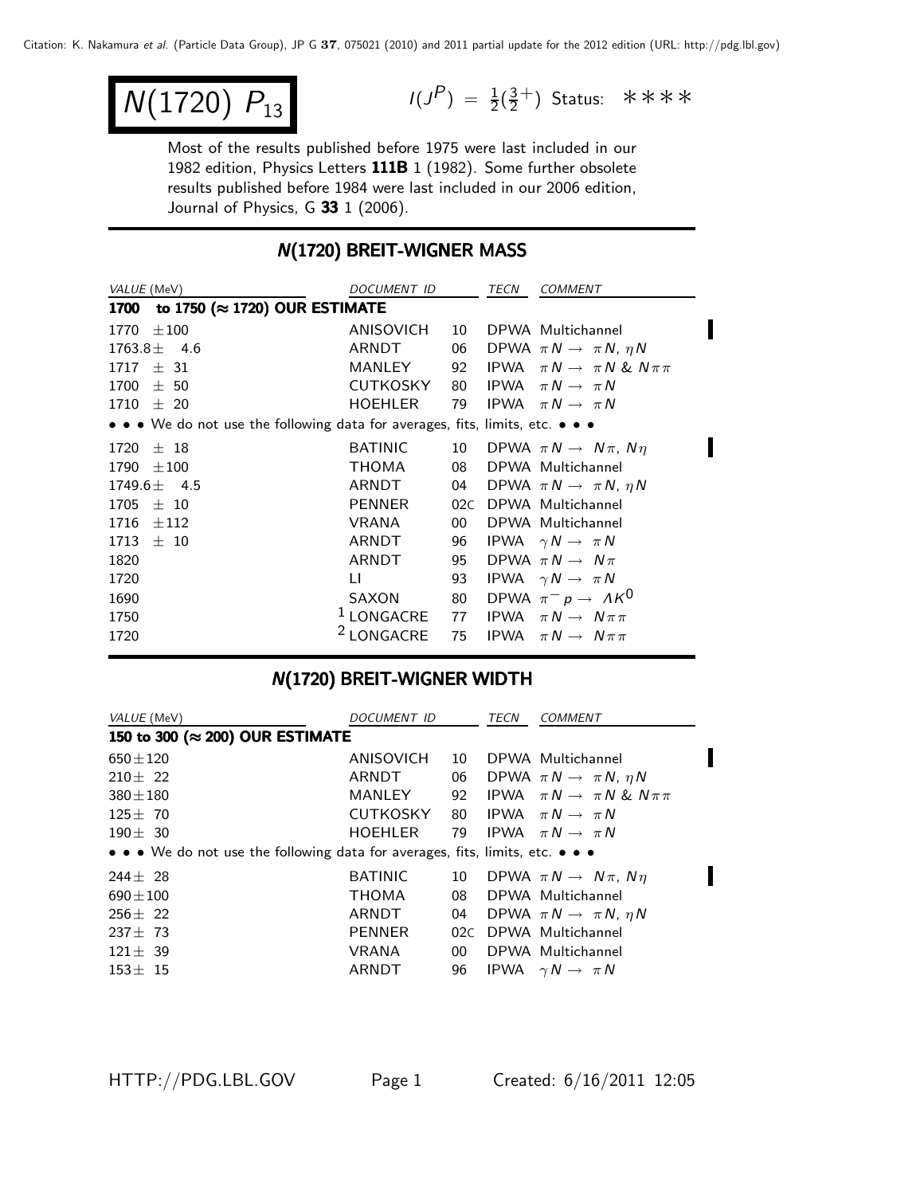Citation: K. Nakamura *et al.* (Particle Data Group), JP G **37**, 075021 (2010) and 2011 partial update for the 2012 edition (URL: http://pdg.lbl.gov)

# $N(1720)\ P_{13}$

$I(J^P) = \frac{1}{2}(\frac{3}{2}^+)$ Status: ∗∗∗∗

Most of the results published before 1975 were last included in our 1982 edition, Physics Letters **111B** 1 (1982). Some further obsolete results published before 1984 were last included in our 2006 edition, Journal of Physics, G **33** 1 (2006).

## N(1720) BREIT-WIGNER MASS

| VALUE (MeV) | DOCUMENT ID | | TECN | COMMENT |
|---|---|---|---|---|
| **1700 to 1750 (≈ 1720) OUR ESTIMATE** | | | | |
| 1770 ±100 | ANISOVICH | 10 | DPWA | Multichannel |
| 1763.8± 4.6 | ARNDT | 06 | DPWA | $\pi N \to \pi N$, $\eta N$ |
| 1717 ± 31 | MANLEY | 92 | IPWA | $\pi N \to \pi N$ & $N \pi \pi$ |
| 1700 ± 50 | CUTKOSKY | 80 | IPWA | $\pi N \to \pi N$ |
| 1710 ± 20 | HOEHLER | 79 | IPWA | $\pi N \to \pi N$ |
| • • • We do not use the following data for averages, fits, limits, etc. • • • | | | | |
| 1720 ± 18 | BATINIC | 10 | DPWA | $\pi N \to N\pi$, $N\eta$ |
| 1790 ±100 | THOMA | 08 | DPWA | Multichannel |
| 1749.6± 4.5 | ARNDT | 04 | DPWA | $\pi N \to \pi N$, $\eta N$ |
| 1705 ± 10 | PENNER | 02C | DPWA | Multichannel |
| 1716 ±112 | VRANA | 00 | DPWA | Multichannel |
| 1713 ± 10 | ARNDT | 96 | IPWA | $\gamma N \to \pi N$ |
| 1820 | ARNDT | 95 | DPWA | $\pi N \to N\pi$ |
| 1720 | LI | 93 | IPWA | $\gamma N \to \pi N$ |
| 1690 | SAXON | 80 | DPWA | $\pi^- p \to \Lambda K^0$ |
| 1750 | [1] LONGACRE | 77 | IPWA | $\pi N \to N \pi \pi$ |
| 1720 | [2] LONGACRE | 75 | IPWA | $\pi N \to N \pi \pi$ |

## N(1720) BREIT-WIGNER WIDTH

| VALUE (MeV) | DOCUMENT ID | | TECN | COMMENT |
|---|---|---|---|---|
| **150 to 300 (≈ 200) OUR ESTIMATE** | | | | |
| 650±120 | ANISOVICH | 10 | DPWA | Multichannel |
| 210± 22 | ARNDT | 06 | DPWA | $\pi N \to \pi N$, $\eta N$ |
| 380±180 | MANLEY | 92 | IPWA | $\pi N \to \pi N$ & $N \pi \pi$ |
| 125± 70 | CUTKOSKY | 80 | IPWA | $\pi N \to \pi N$ |
| 190± 30 | HOEHLER | 79 | IPWA | $\pi N \to \pi N$ |
| • • • We do not use the following data for averages, fits, limits, etc. • • • | | | | |
| 244± 28 | BATINIC | 10 | DPWA | $\pi N \to N\pi$, $N\eta$ |
| 690±100 | THOMA | 08 | DPWA | Multichannel |
| 256± 22 | ARNDT | 04 | DPWA | $\pi N \to \pi N$, $\eta N$ |
| 237± 73 | PENNER | 02C | DPWA | Multichannel |
| 121± 39 | VRANA | 00 | DPWA | Multichannel |
| 153± 15 | ARNDT | 96 | IPWA | $\gamma N \to \pi N$ |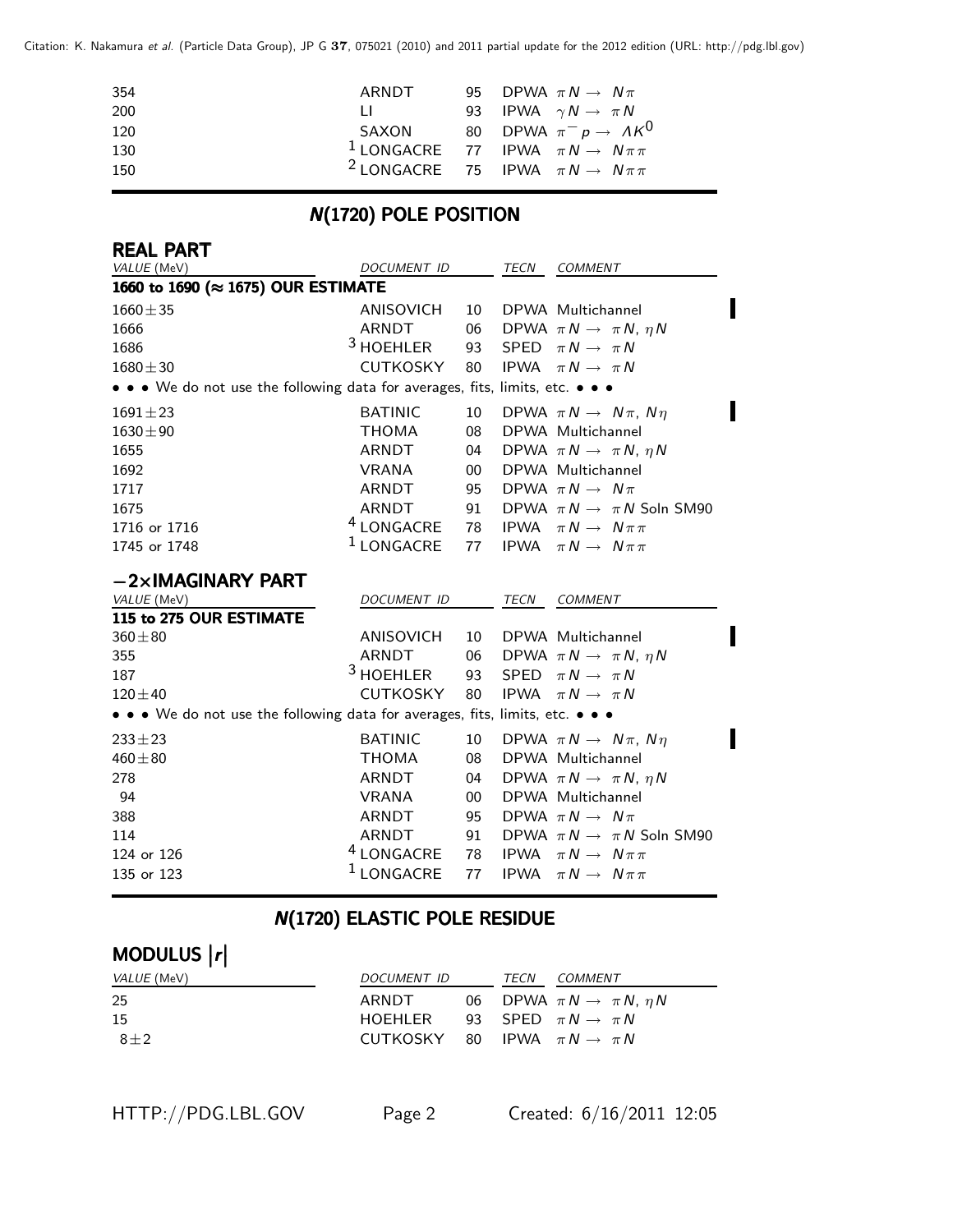| | | | |
|---|---|---|---|
| 354 | ARNDT | 95 | DPWA $\pi N \rightarrow N\pi$ |
| 200 | LI | 93 | IPWA $\gamma N \rightarrow \pi N$ |
| 120 | SAXON | 80 | DPWA $\pi^- p \rightarrow \Lambda K^0$ |
| 130 | [1] LONGACRE | 77 | IPWA $\pi N \rightarrow N\pi\pi$ |
| 150 | [2] LONGACRE | 75 | IPWA $\pi N \rightarrow N\pi\pi$ |

## N(1720) POLE POSITION

### REAL PART

| VALUE (MeV) | DOCUMENT ID | | TECN | COMMENT |
|---|---|---|---|---|
| **1660 to 1690 (≈ 1675) OUR ESTIMATE** | | | | |
| 1660±35 | ANISOVICH | 10 | DPWA | Multichannel |
| 1666 | ARNDT | 06 | DPWA | $\pi N \rightarrow \pi N, \eta N$ |
| 1686 | [3] HOEHLER | 93 | SPED | $\pi N \rightarrow \pi N$ |
| 1680±30 | CUTKOSKY | 80 | IPWA | $\pi N \rightarrow \pi N$ |
| • • • We do not use the following data for averages, fits, limits, etc. • • • | | | | |
| 1691±23 | BATINIC | 10 | DPWA | $\pi N \rightarrow N\pi, N\eta$ |
| 1630±90 | THOMA | 08 | DPWA | Multichannel |
| 1655 | ARNDT | 04 | DPWA | $\pi N \rightarrow \pi N, \eta N$ |
| 1692 | VRANA | 00 | DPWA | Multichannel |
| 1717 | ARNDT | 95 | DPWA | $\pi N \rightarrow N\pi$ |
| 1675 | ARNDT | 91 | DPWA | $\pi N \rightarrow \pi N$ Soln SM90 |
| 1716 or 1716 | [4] LONGACRE | 78 | IPWA | $\pi N \rightarrow N\pi\pi$ |
| 1745 or 1748 | [1] LONGACRE | 77 | IPWA | $\pi N \rightarrow N\pi\pi$ |

### −2×IMAGINARY PART

| VALUE (MeV) | DOCUMENT ID | | TECN | COMMENT |
|---|---|---|---|---|
| **115 to 275 OUR ESTIMATE** | | | | |
| 360±80 | ANISOVICH | 10 | DPWA | Multichannel |
| 355 | ARNDT | 06 | DPWA | $\pi N \rightarrow \pi N, \eta N$ |
| 187 | [3] HOEHLER | 93 | SPED | $\pi N \rightarrow \pi N$ |
| 120±40 | CUTKOSKY | 80 | IPWA | $\pi N \rightarrow \pi N$ |
| • • • We do not use the following data for averages, fits, limits, etc. • • • | | | | |
| 233±23 | BATINIC | 10 | DPWA | $\pi N \rightarrow N\pi, N\eta$ |
| 460±80 | THOMA | 08 | DPWA | Multichannel |
| 278 | ARNDT | 04 | DPWA | $\pi N \rightarrow \pi N, \eta N$ |
| 94 | VRANA | 00 | DPWA | Multichannel |
| 388 | ARNDT | 95 | DPWA | $\pi N \rightarrow N\pi$ |
| 114 | ARNDT | 91 | DPWA | $\pi N \rightarrow \pi N$ Soln SM90 |
| 124 or 126 | [4] LONGACRE | 78 | IPWA | $\pi N \rightarrow N\pi\pi$ |
| 135 or 123 | [1] LONGACRE | 77 | IPWA | $\pi N \rightarrow N\pi\pi$ |

## N(1720) ELASTIC POLE RESIDUE

### MODULUS $|r|$

| VALUE (MeV) | DOCUMENT ID | | TECN | COMMENT |
|---|---|---|---|---|
| 25 | ARNDT | 06 | DPWA | $\pi N \rightarrow \pi N, \eta N$ |
| 15 | HOEHLER | 93 | SPED | $\pi N \rightarrow \pi N$ |
| 8±2 | CUTKOSKY | 80 | IPWA | $\pi N \rightarrow \pi N$ |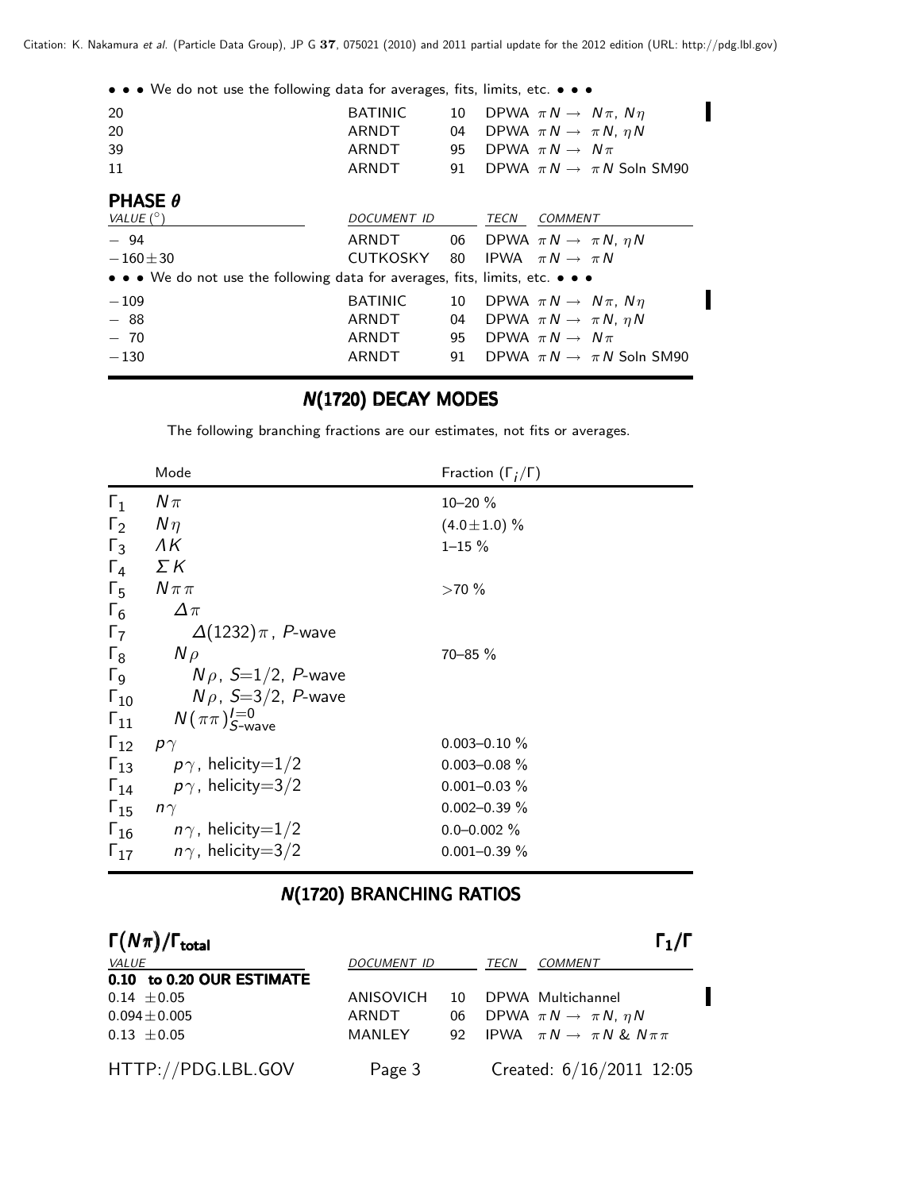• • • We do not use the following data for averages, fits, limits, etc. • • •

| | | | |
|---|---|---|---|
| 20 | BATINIC | 10 | DPWA $\pi N \to N\pi$, $N\eta$ |
| 20 | ARNDT | 04 | DPWA $\pi N \to \pi N$, $\eta N$ |
| 39 | ARNDT | 95 | DPWA $\pi N \to N\pi$ |
| 11 | ARNDT | 91 | DPWA $\pi N \to \pi N$ Soln SM90 |

## PHASE $\theta$

| VALUE (°) | DOCUMENT ID | | TECN | COMMENT |
|---|---|---|---|---|
| $-94$ | ARNDT | 06 | DPWA | $\pi N \to \pi N$, $\eta N$ |
| $-160 \pm 30$ | CUTKOSKY | 80 | IPWA | $\pi N \to \pi N$ |
| • • • We do not use the following data for averages, fits, limits, etc. • • • | | | | |
| $-109$ | BATINIC | 10 | DPWA | $\pi N \to N\pi$, $N\eta$ |
| $-88$ | ARNDT | 04 | DPWA | $\pi N \to \pi N$, $\eta N$ |
| $-70$ | ARNDT | 95 | DPWA | $\pi N \to N\pi$ |
| $-130$ | ARNDT | 91 | DPWA | $\pi N \to \pi N$ Soln SM90 |

## N(1720) DECAY MODES

The following branching fractions are our estimates, not fits or averages.

| | Mode | Fraction ($\Gamma_i/\Gamma$) |
|---|---|---|
| $\Gamma_1$ | $N\pi$ | 10–20 % |
| $\Gamma_2$ | $N\eta$ | $(4.0 \pm 1.0)$ % |
| $\Gamma_3$ | $\Lambda K$ | 1–15 % |
| $\Gamma_4$ | $\Sigma K$ | |
| $\Gamma_5$ | $N\pi\pi$ | >70 % |
| $\Gamma_6$ | $\Delta\pi$ | |
| $\Gamma_7$ | $\Delta(1232)\pi$, $P$-wave | |
| $\Gamma_8$ | $N\rho$ | 70–85 % |
| $\Gamma_9$ | $N\rho$, $S$=1/2, $P$-wave | |
| $\Gamma_{10}$ | $N\rho$, $S$=3/2, $P$-wave | |
| $\Gamma_{11}$ | $N(\pi\pi)^{I=0}_{S\text{-wave}}$ | |
| $\Gamma_{12}$ | $p\gamma$ | 0.003–0.10 % |
| $\Gamma_{13}$ | $p\gamma$, helicity=1/2 | 0.003–0.08 % |
| $\Gamma_{14}$ | $p\gamma$, helicity=3/2 | 0.001–0.03 % |
| $\Gamma_{15}$ | $n\gamma$ | 0.002–0.39 % |
| $\Gamma_{16}$ | $n\gamma$, helicity=1/2 | 0.0–0.002 % |
| $\Gamma_{17}$ | $n\gamma$, helicity=3/2 | 0.001–0.39 % |

## N(1720) BRANCHING RATIOS

### $\Gamma(N\pi)/\Gamma_{\text{total}}$ $\qquad\qquad$ $\Gamma_1/\Gamma$

| VALUE | DOCUMENT ID | | TECN | COMMENT |
|---|---|---|---|---|
| **0.10 to 0.20 OUR ESTIMATE** | | | | |
| $0.14 \pm 0.05$ | ANISOVICH | 10 | DPWA | Multichannel |
| $0.094 \pm 0.005$ | ARNDT | 06 | DPWA | $\pi N \to \pi N$, $\eta N$ |
| $0.13 \pm 0.05$ | MANLEY | 92 | IPWA | $\pi N \to \pi N$ & $N\pi\pi$ |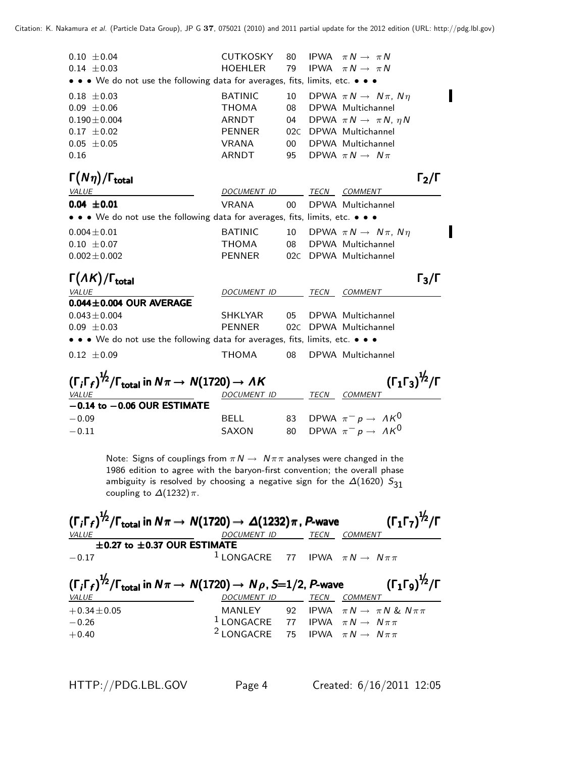| VALUE | DOCUMENT ID | | TECN | COMMENT |
|---|---|---|---|---|
| $0.10 \pm 0.04$ | CUTKOSKY | 80 | IPWA | $\pi N \rightarrow \pi N$ |
| $0.14 \pm 0.03$ | HOEHLER | 79 | IPWA | $\pi N \rightarrow \pi N$ |
| • • • We do not use the following data for averages, fits, limits, etc. • • • | | | | |
| $0.18 \pm 0.03$ | BATINIC | 10 | DPWA | $\pi N \rightarrow N\pi$, $N\eta$ |
| $0.09 \pm 0.06$ | THOMA | 08 | DPWA | Multichannel |
| $0.190 \pm 0.004$ | ARNDT | 04 | DPWA | $\pi N \rightarrow \pi N$, $\eta N$ |
| $0.17 \pm 0.02$ | PENNER | 02C | DPWA | Multichannel |
| $0.05 \pm 0.05$ | VRANA | 00 | DPWA | Multichannel |
| 0.16 | ARNDT | 95 | DPWA | $\pi N \rightarrow N\pi$ |

## $\Gamma(N\eta)/\Gamma_{\text{total}}$ — $\Gamma_2/\Gamma$

| VALUE | DOCUMENT ID | | TECN | COMMENT |
|---|---|---|---|---|
| **$0.04 \pm 0.01$** | VRANA | 00 | DPWA | Multichannel |
| • • • We do not use the following data for averages, fits, limits, etc. • • • | | | | |
| $0.004 \pm 0.01$ | BATINIC | 10 | DPWA | $\pi N \rightarrow N\pi$, $N\eta$ |
| $0.10 \pm 0.07$ | THOMA | 08 | DPWA | Multichannel |
| $0.002 \pm 0.002$ | PENNER | 02C | DPWA | Multichannel |

## $\Gamma(\Lambda K)/\Gamma_{\text{total}}$ — $\Gamma_3/\Gamma$

| VALUE | DOCUMENT ID | | TECN | COMMENT |
|---|---|---|---|---|
| **$0.044 \pm 0.004$ OUR AVERAGE** | | | | |
| $0.043 \pm 0.004$ | SHKLYAR | 05 | DPWA | Multichannel |
| $0.09 \pm 0.03$ | PENNER | 02C | DPWA | Multichannel |
| • • • We do not use the following data for averages, fits, limits, etc. • • • | | | | |
| $0.12 \pm 0.09$ | THOMA | 08 | DPWA | Multichannel |

## $(\Gamma_i\Gamma_f)^{1/2}/\Gamma_{\text{total}}$ in $N\pi \rightarrow N(1720) \rightarrow \Lambda K$ — $(\Gamma_1\Gamma_3)^{1/2}/\Gamma$

| VALUE | DOCUMENT ID | | TECN | COMMENT |
|---|---|---|---|---|
| **$-0.14$ to $-0.06$ OUR ESTIMATE** | | | | |
| $-0.09$ | BELL | 83 | DPWA | $\pi^- p \rightarrow \Lambda K^0$ |
| $-0.11$ | SAXON | 80 | DPWA | $\pi^- p \rightarrow \Lambda K^0$ |

Note: Signs of couplings from $\pi N \rightarrow N\pi\pi$ analyses were changed in the 1986 edition to agree with the baryon-first convention; the overall phase ambiguity is resolved by choosing a negative sign for the $\Delta(1620)$ $S_{31}$ coupling to $\Delta(1232)\pi$.

## $(\Gamma_i\Gamma_f)^{1/2}/\Gamma_{\text{total}}$ in $N\pi \rightarrow N(1720) \rightarrow \Delta(1232)\pi$, *P*-wave — $(\Gamma_1\Gamma_7)^{1/2}/\Gamma$

| VALUE | DOCUMENT ID | | TECN | COMMENT |
|---|---|---|---|---|
| **$\pm 0.27$ to $\pm 0.37$ OUR ESTIMATE** | | | | |
| $-0.17$ | [1] LONGACRE | 77 | IPWA | $\pi N \rightarrow N\pi\pi$ |

## $(\Gamma_i\Gamma_f)^{1/2}/\Gamma_{\text{total}}$ in $N\pi \rightarrow N(1720) \rightarrow N\rho$, $S$=1/2, *P*-wave — $(\Gamma_1\Gamma_9)^{1/2}/\Gamma$

| VALUE | DOCUMENT ID | | TECN | COMMENT |
|---|---|---|---|---|
| $+0.34 \pm 0.05$ | MANLEY | 92 | IPWA | $\pi N \rightarrow \pi N$ & $N\pi\pi$ |
| $-0.26$ | [1] LONGACRE | 77 | IPWA | $\pi N \rightarrow N\pi\pi$ |
| $+0.40$ | [2] LONGACRE | 75 | IPWA | $\pi N \rightarrow N\pi\pi$ |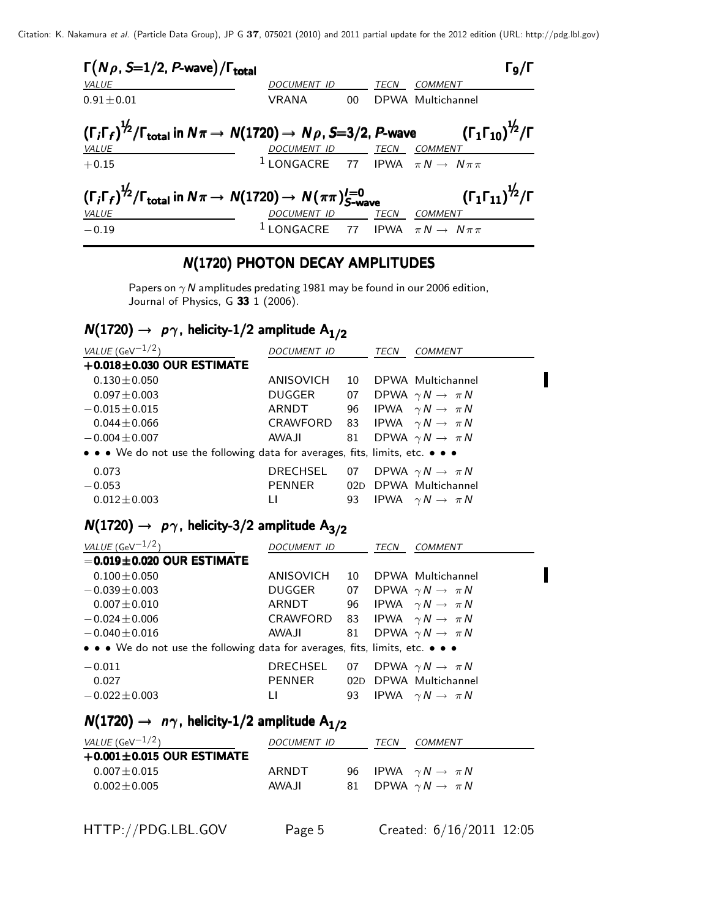### $\Gamma(N\rho, S{=}1/2, P\text{-wave})/\Gamma_{\text{total}}$ $\qquad \Gamma_9/\Gamma$

| VALUE | DOCUMENT ID | | TECN | COMMENT |
|---|---|---|---|---|
| $0.91 \pm 0.01$ | VRANA | 00 | DPWA | Multichannel |

### $(\Gamma_i \Gamma_f)^{1/2}/\Gamma_{\text{total}}$ in $N\pi \to N(1720) \to N\rho$, $S{=}3/2$, $P$-wave $\qquad (\Gamma_1\Gamma_{10})^{1/2}/\Gamma$

| VALUE | DOCUMENT ID | | TECN | COMMENT |
|---|---|---|---|---|
| $+0.15$ | [1] LONGACRE | 77 | IPWA | $\pi N \to N\pi\pi$ |

### $(\Gamma_i \Gamma_f)^{1/2}/\Gamma_{\text{total}}$ in $N\pi \to N(1720) \to N(\pi\pi)^{I=0}_{S\text{-wave}}$ $\qquad (\Gamma_1\Gamma_{11})^{1/2}/\Gamma$

| VALUE | DOCUMENT ID | | TECN | COMMENT |
|---|---|---|---|---|
| $-0.19$ | [1] LONGACRE | 77 | IPWA | $\pi N \to N\pi\pi$ |

## N(1720) PHOTON DECAY AMPLITUDES

Papers on $\gamma N$ amplitudes predating 1981 may be found in our 2006 edition, Journal of Physics, G **33** 1 (2006).

### $N(1720) \to p\gamma$, helicity-1/2 amplitude $A_{1/2}$

| VALUE ($\text{GeV}^{-1/2}$) | DOCUMENT ID | | TECN | COMMENT |
|---|---|---|---|---|
| **$+0.018 \pm 0.030$ OUR ESTIMATE** | | | | |
| $0.130 \pm 0.050$ | ANISOVICH | 10 | DPWA | Multichannel |
| $0.097 \pm 0.003$ | DUGGER | 07 | DPWA | $\gamma N \to \pi N$ |
| $-0.015 \pm 0.015$ | ARNDT | 96 | IPWA | $\gamma N \to \pi N$ |
| $0.044 \pm 0.066$ | CRAWFORD | 83 | IPWA | $\gamma N \to \pi N$ |
| $-0.004 \pm 0.007$ | AWAJI | 81 | DPWA | $\gamma N \to \pi N$ |
| • • • We do not use the following data for averages, fits, limits, etc. • • • | | | | |
| $0.073$ | DRECHSEL | 07 | DPWA | $\gamma N \to \pi N$ |
| $-0.053$ | PENNER | 02D | DPWA | Multichannel |
| $0.012 \pm 0.003$ | LI | 93 | IPWA | $\gamma N \to \pi N$ |

### $N(1720) \to p\gamma$, helicity-3/2 amplitude $A_{3/2}$

| VALUE ($\text{GeV}^{-1/2}$) | DOCUMENT ID | | TECN | COMMENT |
|---|---|---|---|---|
| **$-0.019 \pm 0.020$ OUR ESTIMATE** | | | | |
| $0.100 \pm 0.050$ | ANISOVICH | 10 | DPWA | Multichannel |
| $-0.039 \pm 0.003$ | DUGGER | 07 | DPWA | $\gamma N \to \pi N$ |
| $0.007 \pm 0.010$ | ARNDT | 96 | IPWA | $\gamma N \to \pi N$ |
| $-0.024 \pm 0.006$ | CRAWFORD | 83 | IPWA | $\gamma N \to \pi N$ |
| $-0.040 \pm 0.016$ | AWAJI | 81 | DPWA | $\gamma N \to \pi N$ |
| • • • We do not use the following data for averages, fits, limits, etc. • • • | | | | |
| $-0.011$ | DRECHSEL | 07 | DPWA | $\gamma N \to \pi N$ |
| $0.027$ | PENNER | 02D | DPWA | Multichannel |
| $-0.022 \pm 0.003$ | LI | 93 | IPWA | $\gamma N \to \pi N$ |

### $N(1720) \to n\gamma$, helicity-1/2 amplitude $A_{1/2}$

| VALUE ($\text{GeV}^{-1/2}$) | DOCUMENT ID | | TECN | COMMENT |
|---|---|---|---|---|
| **$+0.001 \pm 0.015$ OUR ESTIMATE** | | | | |
| $0.007 \pm 0.015$ | ARNDT | 96 | IPWA | $\gamma N \to \pi N$ |
| $0.002 \pm 0.005$ | AWAJI | 81 | DPWA | $\gamma N \to \pi N$ |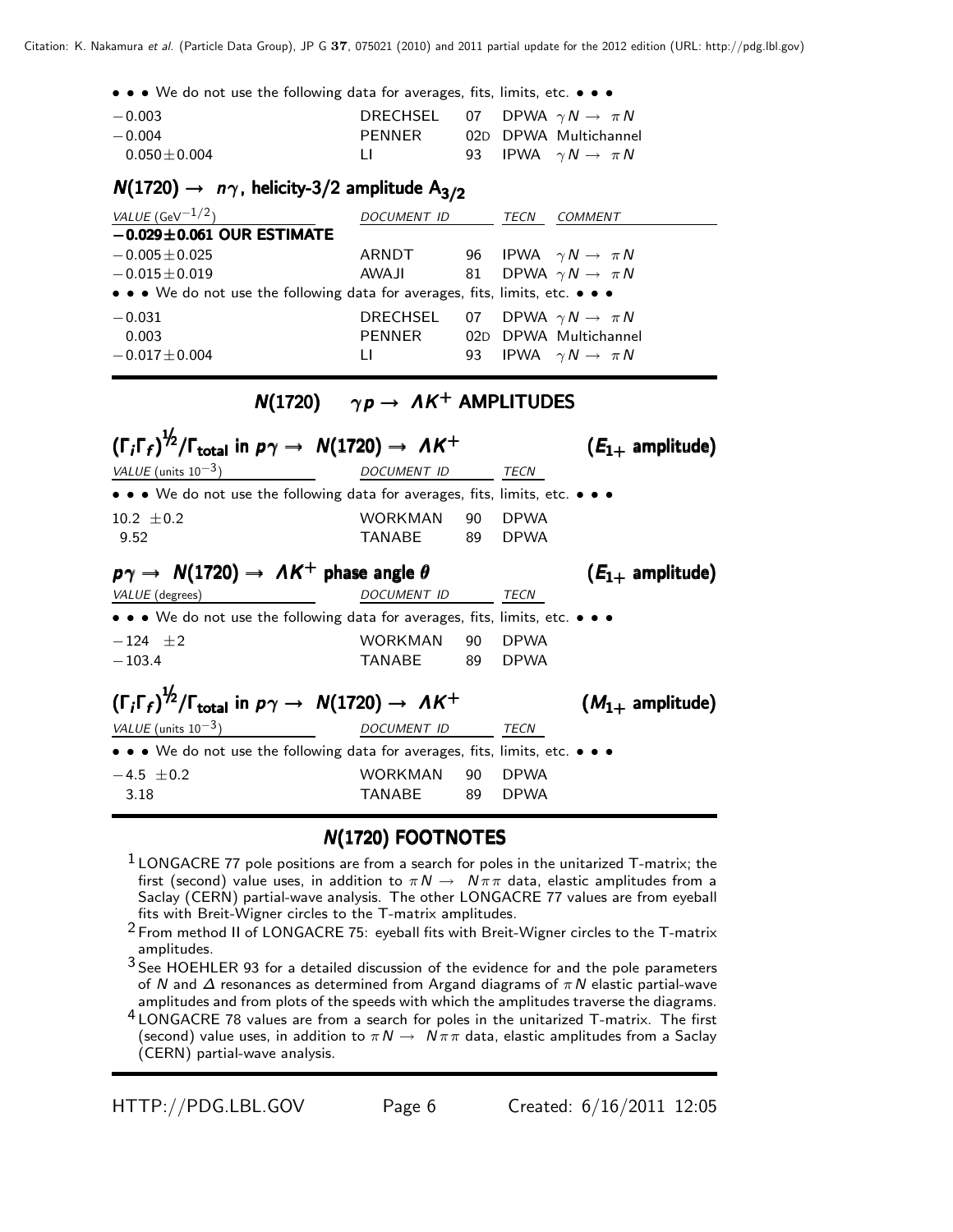• • • We do not use the following data for averages, fits, limits, etc. • • •

| | | | |
|---|---|---|---|
| $-0.003$ | DRECHSEL | 07 | DPWA $\gamma N \rightarrow \pi N$ |
| $-0.004$ | PENNER | 02D | DPWA Multichannel |
| $0.050 \pm 0.004$ | LI | 93 | IPWA $\gamma N \rightarrow \pi N$ |

## $N(1720) \rightarrow n\gamma$, helicity-3/2 amplitude $A_{3/2}$

| VALUE ($GeV^{-1/2}$) | DOCUMENT ID | | TECN | COMMENT |
|---|---|---|---|---|
| **$-0.029 \pm 0.061$ OUR ESTIMATE** | | | | |
| $-0.005 \pm 0.025$ | ARNDT | 96 | IPWA | $\gamma N \rightarrow \pi N$ |
| $-0.015 \pm 0.019$ | AWAJI | 81 | DPWA | $\gamma N \rightarrow \pi N$ |
| • • • We do not use the following data for averages, fits, limits, etc. • • • | | | | |
| $-0.031$ | DRECHSEL | 07 | DPWA | $\gamma N \rightarrow \pi N$ |
| $0.003$ | PENNER | 02D | DPWA | Multichannel |
| $-0.017 \pm 0.004$ | LI | 93 | IPWA | $\gamma N \rightarrow \pi N$ |

# $N(1720)$ $\gamma p \rightarrow \Lambda K^+$ AMPLITUDES

## $(\Gamma_i \Gamma_f)^{1/2}/\Gamma_{total}$ in $p\gamma \rightarrow N(1720) \rightarrow \Lambda K^+$ ($E_{1+}$ amplitude)

| VALUE (units $10^{-3}$) | DOCUMENT ID | | TECN |
|---|---|---|---|
| • • • We do not use the following data for averages, fits, limits, etc. • • • | | | |
| $10.2 \pm 0.2$ | WORKMAN | 90 | DPWA |
| $9.52$ | TANABE | 89 | DPWA |

## $p\gamma \rightarrow N(1720) \rightarrow \Lambda K^+$ phase angle $\theta$ ($E_{1+}$ amplitude)

| VALUE (degrees) | DOCUMENT ID | | TECN |
|---|---|---|---|
| • • • We do not use the following data for averages, fits, limits, etc. • • • | | | |
| $-124 \pm 2$ | WORKMAN | 90 | DPWA |
| $-103.4$ | TANABE | 89 | DPWA |

## $(\Gamma_i \Gamma_f)^{1/2}/\Gamma_{total}$ in $p\gamma \rightarrow N(1720) \rightarrow \Lambda K^+$ ($M_{1+}$ amplitude)

| VALUE (units $10^{-3}$) | DOCUMENT ID | | TECN |
|---|---|---|---|
| • • • We do not use the following data for averages, fits, limits, etc. • • • | | | |
| $-4.5 \pm 0.2$ | WORKMAN | 90 | DPWA |
| $3.18$ | TANABE | 89 | DPWA |

# $N(1720)$ FOOTNOTES

[1] LONGACRE 77 pole positions are from a search for poles in the unitarized T-matrix; the first (second) value uses, in addition to $\pi N \rightarrow N\pi\pi$ data, elastic amplitudes from a Saclay (CERN) partial-wave analysis. The other LONGACRE 77 values are from eyeball fits with Breit-Wigner circles to the T-matrix amplitudes.

[2] From method II of LONGACRE 75: eyeball fits with Breit-Wigner circles to the T-matrix amplitudes.

[3] See HOEHLER 93 for a detailed discussion of the evidence for and the pole parameters of $N$ and $\Delta$ resonances as determined from Argand diagrams of $\pi N$ elastic partial-wave amplitudes and from plots of the speeds with which the amplitudes traverse the diagrams.

[4] LONGACRE 78 values are from a search for poles in the unitarized T-matrix. The first (second) value uses, in addition to $\pi N \rightarrow N\pi\pi$ data, elastic amplitudes from a Saclay (CERN) partial-wave analysis.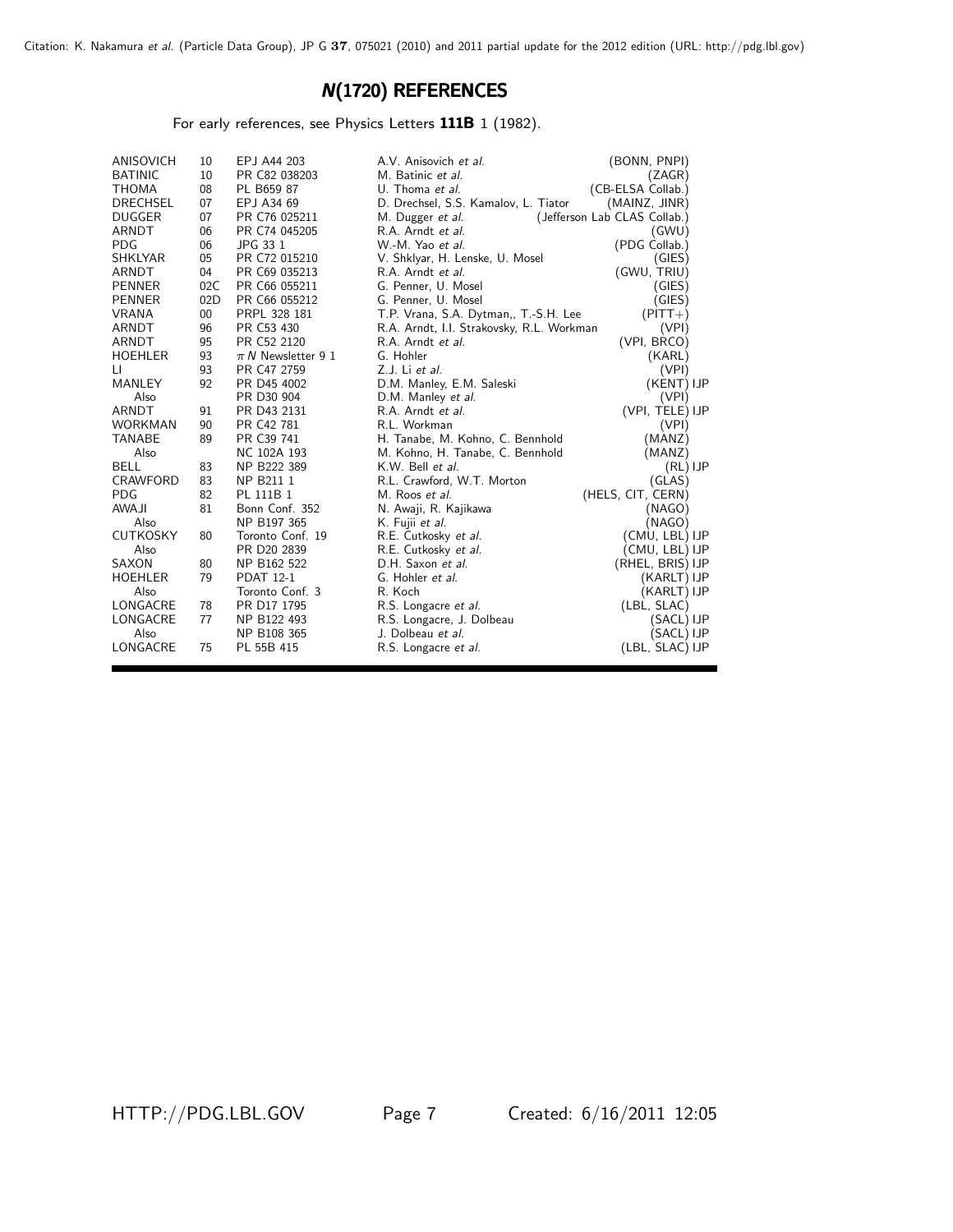# N(1720) REFERENCES

For early references, see Physics Letters **111B** 1 (1982).

| | | | | |
|---|---|---|---|---|
| ANISOVICH | 10 | EPJ A44 203 | A.V. Anisovich *et al.* | (BONN, PNPI) |
| BATINIC | 10 | PR C82 038203 | M. Batinic *et al.* | (ZAGR) |
| THOMA | 08 | PL B659 87 | U. Thoma *et al.* | (CB-ELSA Collab.) |
| DRECHSEL | 07 | EPJ A34 69 | D. Drechsel, S.S. Kamalov, L. Tiator | (MAINZ, JINR) |
| DUGGER | 07 | PR C76 025211 | M. Dugger *et al.* | (Jefferson Lab CLAS Collab.) |
| ARNDT | 06 | PR C74 045205 | R.A. Arndt *et al.* | (GWU) |
| PDG | 06 | JPG 33 1 | W.-M. Yao *et al.* | (PDG Collab.) |
| SHKLYAR | 05 | PR C72 015210 | V. Shklyar, H. Lenske, U. Mosel | (GIES) |
| ARNDT | 04 | PR C69 035213 | R.A. Arndt *et al.* | (GWU, TRIU) |
| PENNER | 02C | PR C66 055211 | G. Penner, U. Mosel | (GIES) |
| PENNER | 02D | PR C66 055212 | G. Penner, U. Mosel | (GIES) |
| VRANA | 00 | PRPL 328 181 | T.P. Vrana, S.A. Dytman,, T.-S.H. Lee | (PITT+) |
| ARNDT | 96 | PR C53 430 | R.A. Arndt, I.I. Strakovsky, R.L. Workman | (VPI) |
| ARNDT | 95 | PR C52 2120 | R.A. Arndt *et al.* | (VPI, BRCO) |
| HOEHLER | 93 | $\pi N$ Newsletter 9 1 | G. Hohler | (KARL) |
| LI | 93 | PR C47 2759 | Z.J. Li *et al.* | (VPI) |
| MANLEY | 92 | PR D45 4002 | D.M. Manley, E.M. Saleski | (KENT) IJP |
| Also | | PR D30 904 | D.M. Manley *et al.* | (VPI) |
| ARNDT | 91 | PR D43 2131 | R.A. Arndt *et al.* | (VPI, TELE) IJP |
| WORKMAN | 90 | PR C42 781 | R.L. Workman | (VPI) |
| TANABE | 89 | PR C39 741 | H. Tanabe, M. Kohno, C. Bennhold | (MANZ) |
| Also | | NC 102A 193 | M. Kohno, H. Tanabe, C. Bennhold | (MANZ) |
| BELL | 83 | NP B222 389 | K.W. Bell *et al.* | (RL) IJP |
| CRAWFORD | 83 | NP B211 1 | R.L. Crawford, W.T. Morton | (GLAS) |
| PDG | 82 | PL 111B 1 | M. Roos *et al.* | (HELS, CIT, CERN) |
| AWAJI | 81 | Bonn Conf. 352 | N. Awaji, R. Kajikawa | (NAGO) |
| Also | | NP B197 365 | K. Fujii *et al.* | (NAGO) |
| CUTKOSKY | 80 | Toronto Conf. 19 | R.E. Cutkosky *et al.* | (CMU, LBL) IJP |
| Also | | PR D20 2839 | R.E. Cutkosky *et al.* | (CMU, LBL) IJP |
| SAXON | 80 | NP B162 522 | D.H. Saxon *et al.* | (RHEL, BRIS) IJP |
| HOEHLER | 79 | PDAT 12-1 | G. Hohler *et al.* | (KARLT) IJP |
| Also | | Toronto Conf. 3 | R. Koch | (KARLT) IJP |
| LONGACRE | 78 | PR D17 1795 | R.S. Longacre *et al.* | (LBL, SLAC) |
| LONGACRE | 77 | NP B122 493 | R.S. Longacre, J. Dolbeau | (SACL) IJP |
| Also | | NP B108 365 | J. Dolbeau *et al.* | (SACL) IJP |
| LONGACRE | 75 | PL 55B 415 | R.S. Longacre *et al.* | (LBL, SLAC) IJP |